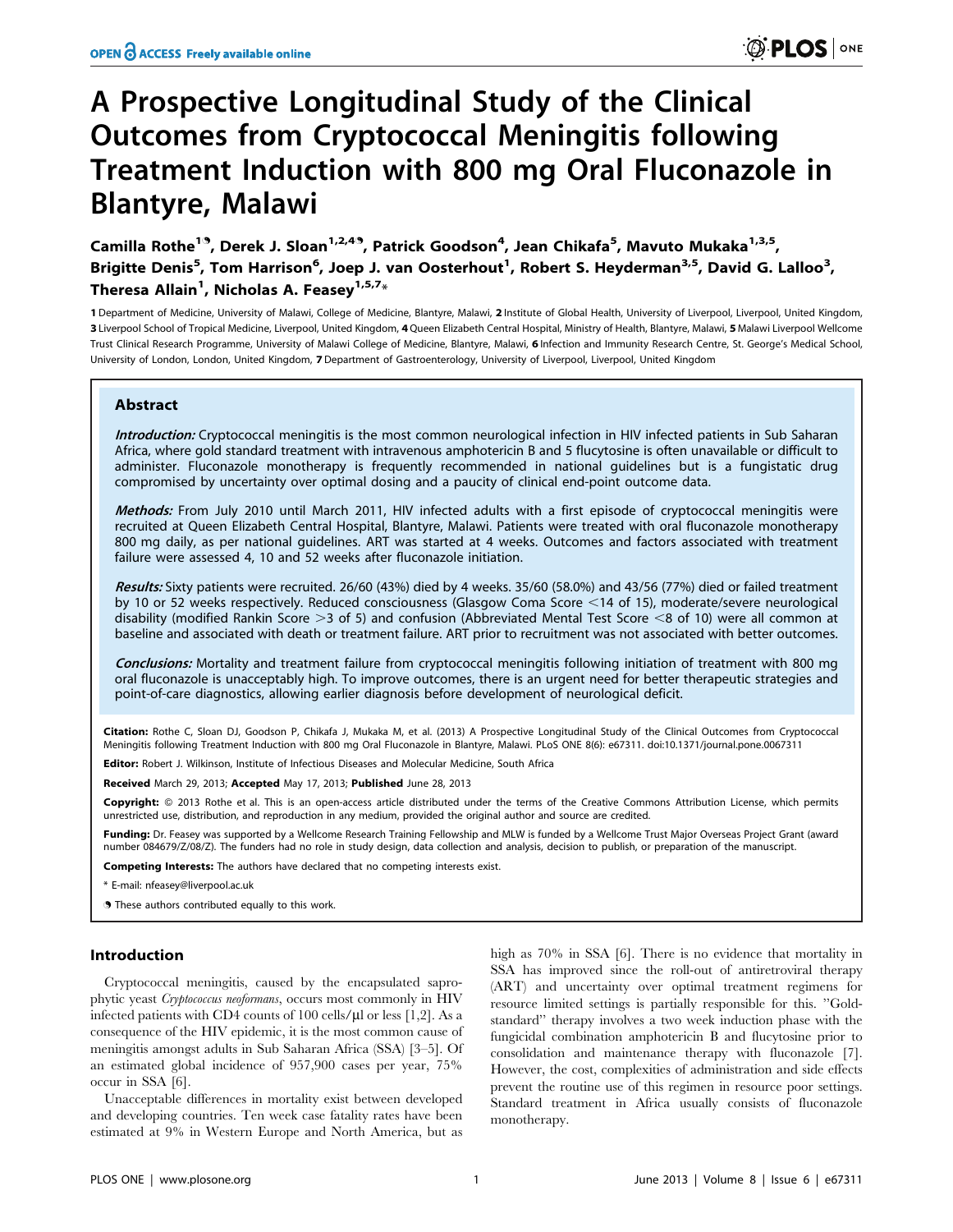# A Prospective Longitudinal Study of the Clinical Outcomes from Cryptococcal Meningitis following Treatment Induction with 800 mg Oral Fluconazole in Blantyre, Malawi

Camilla Rothe[1,9], Derek J. Sloan[1,2,4,9], Patrick Goodson[4], Jean Chikafa[5], Mavuto Mukaka[1,3,5], Brigitte Denis[5], Tom Harrison[6], Joep J. van Oosterhout[1], Robert S. Heyderman[3,5], David G. Lalloo[3], Theresa Allain[1], Nicholas A. Feasey[1,5,7]*

1 Department of Medicine, University of Malawi, College of Medicine, Blantyre, Malawi, 2 Institute of Global Health, University of Liverpool, Liverpool, United Kingdom, 3 Liverpool School of Tropical Medicine, Liverpool, United Kingdom, 4 Queen Elizabeth Central Hospital, Ministry of Health, Blantyre, Malawi, 5 Malawi Liverpool Wellcome Trust Clinical Research Programme, University of Malawi College of Medicine, Blantyre, Malawi, 6 Infection and Immunity Research Centre, St. George's Medical School, University of London, London, United Kingdom, 7 Department of Gastroenterology, University of Liverpool, Liverpool, United Kingdom

## Abstract

***Introduction:*** Cryptococcal meningitis is the most common neurological infection in HIV infected patients in Sub Saharan Africa, where gold standard treatment with intravenous amphotericin B and 5 flucytosine is often unavailable or difficult to administer. Fluconazole monotherapy is frequently recommended in national guidelines but is a fungistatic drug compromised by uncertainty over optimal dosing and a paucity of clinical end-point outcome data.

***Methods:*** From July 2010 until March 2011, HIV infected adults with a first episode of cryptococcal meningitis were recruited at Queen Elizabeth Central Hospital, Blantyre, Malawi. Patients were treated with oral fluconazole monotherapy 800 mg daily, as per national guidelines. ART was started at 4 weeks. Outcomes and factors associated with treatment failure were assessed 4, 10 and 52 weeks after fluconazole initiation.

***Results:*** Sixty patients were recruited. 26/60 (43%) died by 4 weeks. 35/60 (58.0%) and 43/56 (77%) died or failed treatment by 10 or 52 weeks respectively. Reduced consciousness (Glasgow Coma Score <14 of 15), moderate/severe neurological disability (modified Rankin Score >3 of 5) and confusion (Abbreviated Mental Test Score <8 of 10) were all common at baseline and associated with death or treatment failure. ART prior to recruitment was not associated with better outcomes.

***Conclusions:*** Mortality and treatment failure from cryptococcal meningitis following initiation of treatment with 800 mg oral fluconazole is unacceptably high. To improve outcomes, there is an urgent need for better therapeutic strategies and point-of-care diagnostics, allowing earlier diagnosis before development of neurological deficit.

**Citation:** Rothe C, Sloan DJ, Goodson P, Chikafa J, Mukaka M, et al. (2013) A Prospective Longitudinal Study of the Clinical Outcomes from Cryptococcal Meningitis following Treatment Induction with 800 mg Oral Fluconazole in Blantyre, Malawi. PLoS ONE 8(6): e67311. doi:10.1371/journal.pone.0067311

**Editor:** Robert J. Wilkinson, Institute of Infectious Diseases and Molecular Medicine, South Africa

**Received** March 29, 2013; **Accepted** May 17, 2013; **Published** June 28, 2013

**Copyright:** © 2013 Rothe et al. This is an open-access article distributed under the terms of the Creative Commons Attribution License, which permits unrestricted use, distribution, and reproduction in any medium, provided the original author and source are credited.

**Funding:** Dr. Feasey was supported by a Wellcome Research Training Fellowship and MLW is funded by a Wellcome Trust Major Overseas Project Grant (award number 084679/Z/08/Z). The funders had no role in study design, data collection and analysis, decision to publish, or preparation of the manuscript.

**Competing Interests:** The authors have declared that no competing interests exist.

\* E-mail: nfeasey@liverpool.ac.uk

9 These authors contributed equally to this work.

## Introduction

Cryptococcal meningitis, caused by the encapsulated saprophytic yeast *Cryptococcus neoformans*, occurs most commonly in HIV infected patients with CD4 counts of 100 cells/µl or less [1,2]. As a consequence of the HIV epidemic, it is the most common cause of meningitis amongst adults in Sub Saharan Africa (SSA) [3–5]. Of an estimated global incidence of 957,900 cases per year, 75% occur in SSA [6].

Unacceptable differences in mortality exist between developed and developing countries. Ten week case fatality rates have been estimated at 9% in Western Europe and North America, but as high as 70% in SSA [6]. There is no evidence that mortality in SSA has improved since the roll-out of antiretroviral therapy (ART) and uncertainty over optimal treatment regimens for resource limited settings is partially responsible for this. ''Gold-standard'' therapy involves a two week induction phase with the fungicidal combination amphotericin B and flucytosine prior to consolidation and maintenance therapy with fluconazole [7]. However, the cost, complexities of administration and side effects prevent the routine use of this regimen in resource poor settings. Standard treatment in Africa usually consists of fluconazole monotherapy.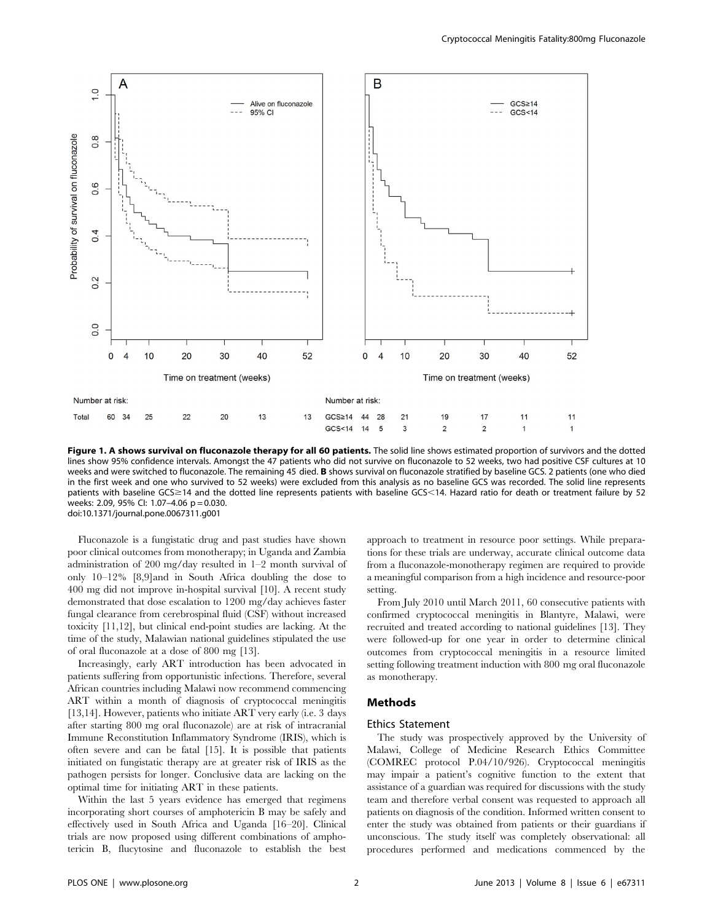Number at risk:

| | 0 | 4 | 10 | 20 | 30 | 40 | 52 |
|---|---|---|---|---|---|---|---|
| Total | 60 | 34 | 25 | 22 | 20 | 13 | 13 |

Number at risk:

| | 0 | 4 | 10 | 20 | 30 | 40 | 52 |
|---|---|---|---|---|---|---|---|
| GCS≥14 | 44 | 28 | 21 | 19 | 17 | 11 | 11 |
| GCS<14 | 14 | 5 | 3 | 2 | 2 | 1 | 1 |

**Figure 1. A shows survival on fluconazole therapy for all 60 patients.** The solid line shows estimated proportion of survivors and the dotted lines show 95% confidence intervals. Amongst the 47 patients who did not survive on fluconazole to 52 weeks, two had positive CSF cultures at 10 weeks and were switched to fluconazole. The remaining 45 died. **B** shows survival on fluconazole stratified by baseline GCS. 2 patients (one who died in the first week and one who survived to 52 weeks) were excluded from this analysis as no baseline GCS was recorded. The solid line represents patients with baseline GCS≥14 and the dotted line represents patients with baseline GCS<14. Hazard ratio for death or treatment failure by 52 weeks: 2.09, 95% CI: 1.07–4.06 p = 0.030.
doi:10.1371/journal.pone.0067311.g001

Fluconazole is a fungistatic drug and past studies have shown poor clinical outcomes from monotherapy; in Uganda and Zambia administration of 200 mg/day resulted in 1–2 month survival of only 10–12% [8,9]and in South Africa doubling the dose to 400 mg did not improve in-hospital survival [10]. A recent study demonstrated that dose escalation to 1200 mg/day achieves faster fungal clearance from cerebrospinal fluid (CSF) without increased toxicity [11,12], but clinical end-point studies are lacking. At the time of the study, Malawian national guidelines stipulated the use of oral fluconazole at a dose of 800 mg [13].

Increasingly, early ART introduction has been advocated in patients suffering from opportunistic infections. Therefore, several African countries including Malawi now recommend commencing ART within a month of diagnosis of cryptococcal meningitis [13,14]. However, patients who initiate ART very early (i.e. 3 days after starting 800 mg oral fluconazole) are at risk of intracranial Immune Reconstitution Inflammatory Syndrome (IRIS), which is often severe and can be fatal [15]. It is possible that patients initiated on fungistatic therapy are at greater risk of IRIS as the pathogen persists for longer. Conclusive data are lacking on the optimal time for initiating ART in these patients.

Within the last 5 years evidence has emerged that regimens incorporating short courses of amphotericin B may be safely and effectively used in South Africa and Uganda [16–20]. Clinical trials are now proposed using different combinations of amphotericin B, flucytosine and fluconazole to establish the best approach to treatment in resource poor settings. While preparations for these trials are underway, accurate clinical outcome data from a fluconazole-monotherapy regimen are required to provide a meaningful comparison from a high incidence and resource-poor setting.

From July 2010 until March 2011, 60 consecutive patients with confirmed cryptococcal meningitis in Blantyre, Malawi, were recruited and treated according to national guidelines [13]. They were followed-up for one year in order to determine clinical outcomes from cryptococcal meningitis in a resource limited setting following treatment induction with 800 mg oral fluconazole as monotherapy.

## Methods

### Ethics Statement

The study was prospectively approved by the University of Malawi, College of Medicine Research Ethics Committee (COMREC protocol P.04/10/926). Cryptococcal meningitis may impair a patient's cognitive function to the extent that assistance of a guardian was required for discussions with the study team and therefore verbal consent was requested to approach all patients on diagnosis of the condition. Informed written consent to enter the study was obtained from patients or their guardians if unconscious. The study itself was completely observational: all procedures performed and medications commenced by the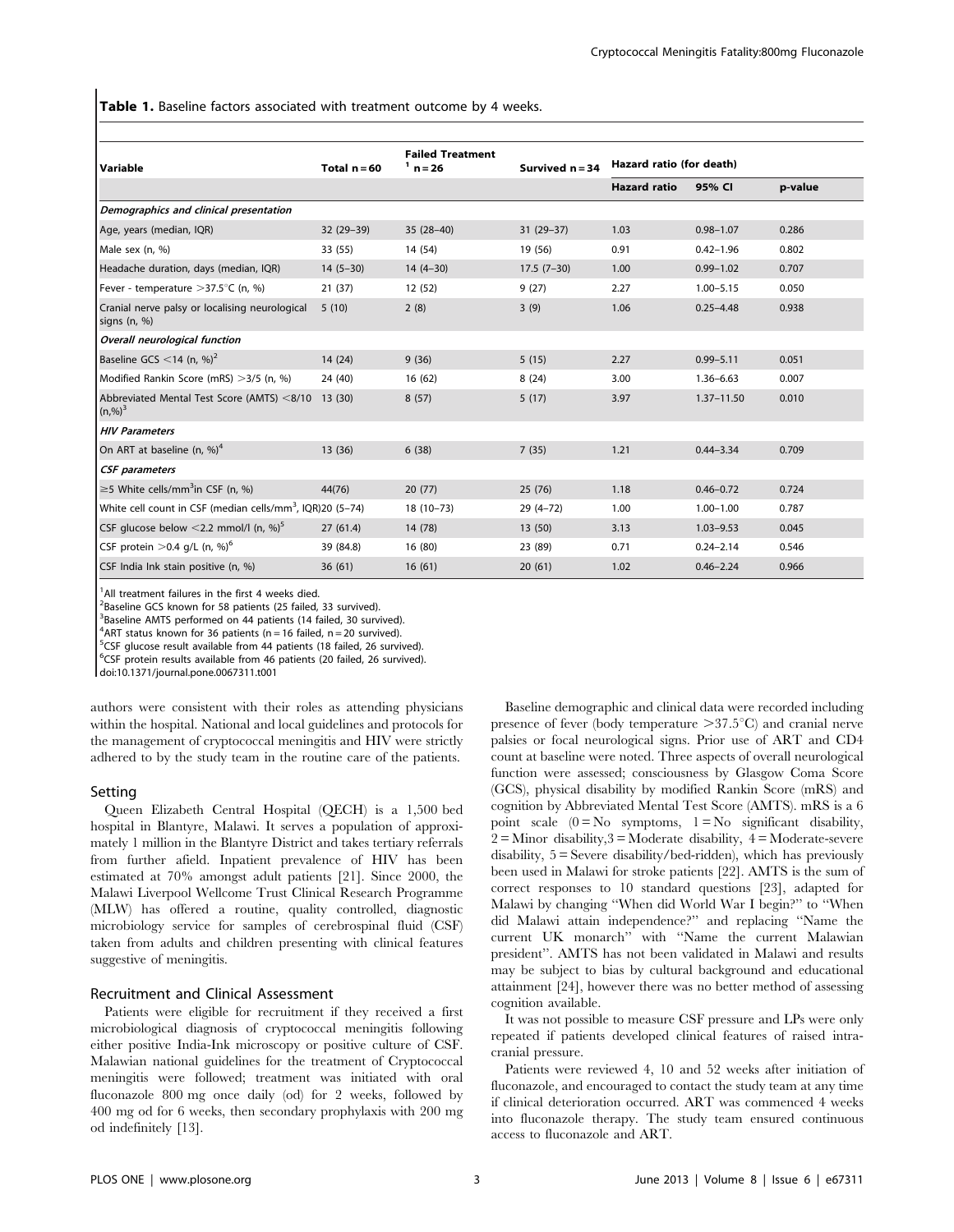**Table 1.** Baseline factors associated with treatment outcome by 4 weeks.

| Variable | Total n = 60 | Failed Treatment [1] n = 26 | Survived n = 34 | Hazard ratio (for death) | | |
|---|---|---|---|---|---|---|
| | | | | **Hazard ratio** | **95% CI** | **p-value** |
| ***Demographics and clinical presentation*** | | | | | | |
| Age, years (median, IQR) | 32 (29–39) | 35 (28–40) | 31 (29–37) | 1.03 | 0.98–1.07 | 0.286 |
| Male sex (n, %) | 33 (55) | 14 (54) | 19 (56) | 0.91 | 0.42–1.96 | 0.802 |
| Headache duration, days (median, IQR) | 14 (5–30) | 14 (4–30) | 17.5 (7–30) | 1.00 | 0.99–1.02 | 0.707 |
| Fever - temperature >37.5°C (n, %) | 21 (37) | 12 (52) | 9 (27) | 2.27 | 1.00–5.15 | 0.050 |
| Cranial nerve palsy or localising neurological signs (n, %) | 5 (10) | 2 (8) | 3 (9) | 1.06 | 0.25–4.48 | 0.938 |
| ***Overall neurological function*** | | | | | | |
| Baseline GCS <14 (n, %)[2] | 14 (24) | 9 (36) | 5 (15) | 2.27 | 0.99–5.11 | 0.051 |
| Modified Rankin Score (mRS) >3/5 (n, %) | 24 (40) | 16 (62) | 8 (24) | 3.00 | 1.36–6.63 | 0.007 |
| Abbreviated Mental Test Score (AMTS) <8/10 (n,%)[3] | 13 (30) | 8 (57) | 5 (17) | 3.97 | 1.37–11.50 | 0.010 |
| ***HIV Parameters*** | | | | | | |
| On ART at baseline (n, %)[4] | 13 (36) | 6 (38) | 7 (35) | 1.21 | 0.44–3.34 | 0.709 |
| ***CSF parameters*** | | | | | | |
| ≥5 White cells/mm$^3$in CSF (n, %) | 44(76) | 20 (77) | 25 (76) | 1.18 | 0.46–0.72 | 0.724 |
| White cell count in CSF (median cells/mm$^3$, IQR) | 20 (5–74) | 18 (10–73) | 29 (4–72) | 1.00 | 1.00–1.00 | 0.787 |
| CSF glucose below <2.2 mmol/l (n, %)[5] | 27 (61.4) | 14 (78) | 13 (50) | 3.13 | 1.03–9.53 | 0.045 |
| CSF protein >0.4 g/L (n, %)[6] | 39 (84.8) | 16 (80) | 23 (89) | 0.71 | 0.24–2.14 | 0.546 |
| CSF India Ink stain positive (n, %) | 36 (61) | 16 (61) | 20 (61) | 1.02 | 0.46–2.24 | 0.966 |

[1]All treatment failures in the first 4 weeks died.
[2]Baseline GCS known for 58 patients (25 failed, 33 survived).
[3]Baseline AMTS performed on 44 patients (14 failed, 30 survived).
[4]ART status known for 36 patients (n = 16 failed, n = 20 survived).
[5]CSF glucose result available from 44 patients (18 failed, 26 survived).
[6]CSF protein results available from 46 patients (20 failed, 26 survived).
doi:10.1371/journal.pone.0067311.t001

authors were consistent with their roles as attending physicians within the hospital. National and local guidelines and protocols for the management of cryptococcal meningitis and HIV were strictly adhered to by the study team in the routine care of the patients.

## Setting

Queen Elizabeth Central Hospital (QECH) is a 1,500 bed hospital in Blantyre, Malawi. It serves a population of approximately 1 million in the Blantyre District and takes tertiary referrals from further afield. Inpatient prevalence of HIV has been estimated at 70% amongst adult patients [21]. Since 2000, the Malawi Liverpool Wellcome Trust Clinical Research Programme (MLW) has offered a routine, quality controlled, diagnostic microbiology service for samples of cerebrospinal fluid (CSF) taken from adults and children presenting with clinical features suggestive of meningitis.

## Recruitment and Clinical Assessment

Patients were eligible for recruitment if they received a first microbiological diagnosis of cryptococcal meningitis following either positive India-Ink microscopy or positive culture of CSF. Malawian national guidelines for the treatment of Cryptococcal meningitis were followed; treatment was initiated with oral fluconazole 800 mg once daily (od) for 2 weeks, followed by 400 mg od for 6 weeks, then secondary prophylaxis with 200 mg od indefinitely [13].

Baseline demographic and clinical data were recorded including presence of fever (body temperature >37.5°C) and cranial nerve palsies or focal neurological signs. Prior use of ART and CD4 count at baseline were noted. Three aspects of overall neurological function were assessed; consciousness by Glasgow Coma Score (GCS), physical disability by modified Rankin Score (mRS) and cognition by Abbreviated Mental Test Score (AMTS). mRS is a 6 point scale (0 = No symptoms, 1 = No significant disability, 2 = Minor disability, 3 = Moderate disability, 4 = Moderate-severe disability, 5 = Severe disability/bed-ridden), which has previously been used in Malawi for stroke patients [22]. AMTS is the sum of correct responses to 10 standard questions [23], adapted for Malawi by changing "When did World War I begin?" to "When did Malawi attain independence?" and replacing "Name the current UK monarch" with "Name the current Malawian president". AMTS has not been validated in Malawi and results may be subject to bias by cultural background and educational attainment [24], however there was no better method of assessing cognition available.

It was not possible to measure CSF pressure and LPs were only repeated if patients developed clinical features of raised intracranial pressure.

Patients were reviewed 4, 10 and 52 weeks after initiation of fluconazole, and encouraged to contact the study team at any time if clinical deterioration occurred. ART was commenced 4 weeks into fluconazole therapy. The study team ensured continuous access to fluconazole and ART.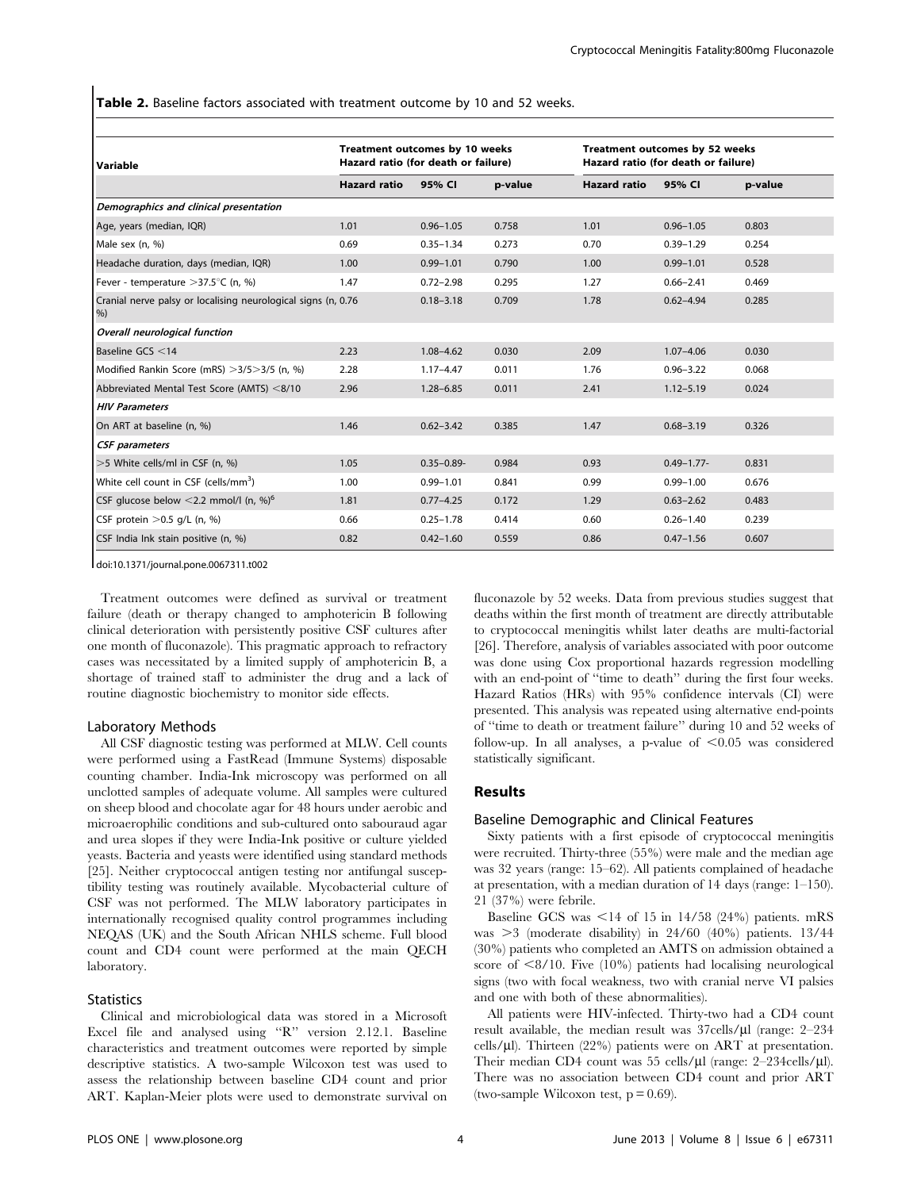**Table 2.** Baseline factors associated with treatment outcome by 10 and 52 weeks.

| Variable | Treatment outcomes by 10 weeks Hazard ratio (for death or failure) | | | Treatment outcomes by 52 weeks Hazard ratio (for death or failure) | | |
|---|---|---|---|---|---|---|
| | Hazard ratio | 95% CI | p-value | Hazard ratio | 95% CI | p-value |
| ***Demographics and clinical presentation*** | | | | | | |
| Age, years (median, IQR) | 1.01 | 0.96–1.05 | 0.758 | 1.01 | 0.96–1.05 | 0.803 |
| Male sex (n, %) | 0.69 | 0.35–1.34 | 0.273 | 0.70 | 0.39–1.29 | 0.254 |
| Headache duration, days (median, IQR) | 1.00 | 0.99–1.01 | 0.790 | 1.00 | 0.99–1.01 | 0.528 |
| Fever - temperature >37.5°C (n, %) | 1.47 | 0.72–2.98 | 0.295 | 1.27 | 0.66–2.41 | 0.469 |
| Cranial nerve palsy or localising neurological signs (n, %) | 0.76 | 0.18–3.18 | 0.709 | 1.78 | 0.62–4.94 | 0.285 |
| ***Overall neurological function*** | | | | | | |
| Baseline GCS <14 | 2.23 | 1.08–4.62 | 0.030 | 2.09 | 1.07–4.06 | 0.030 |
| Modified Rankin Score (mRS) >3/5>3/5 (n, %) | 2.28 | 1.17–4.47 | 0.011 | 1.76 | 0.96–3.22 | 0.068 |
| Abbreviated Mental Test Score (AMTS) <8/10 | 2.96 | 1.28–6.85 | 0.011 | 2.41 | 1.12–5.19 | 0.024 |
| ***HIV Parameters*** | | | | | | |
| On ART at baseline (n, %) | 1.46 | 0.62–3.42 | 0.385 | 1.47 | 0.68–3.19 | 0.326 |
| ***CSF parameters*** | | | | | | |
| >5 White cells/ml in CSF (n, %) | 1.05 | 0.35–0.89- | 0.984 | 0.93 | 0.49–1.77- | 0.831 |
| White cell count in CSF (cells/mm$^3$) | 1.00 | 0.99–1.01 | 0.841 | 0.99 | 0.99–1.00 | 0.676 |
| CSF glucose below <2.2 mmol/l (n, %)[6] | 1.81 | 0.77–4.25 | 0.172 | 1.29 | 0.63–2.62 | 0.483 |
| CSF protein >0.5 g/L (n, %) | 0.66 | 0.25–1.78 | 0.414 | 0.60 | 0.26–1.40 | 0.239 |
| CSF India Ink stain positive (n, %) | 0.82 | 0.42–1.60 | 0.559 | 0.86 | 0.47–1.56 | 0.607 |

doi:10.1371/journal.pone.0067311.t002

Treatment outcomes were defined as survival or treatment failure (death or therapy changed to amphotericin B following clinical deterioration with persistently positive CSF cultures after one month of fluconazole). This pragmatic approach to refractory cases was necessitated by a limited supply of amphotericin B, a shortage of trained staff to administer the drug and a lack of routine diagnostic biochemistry to monitor side effects.

### Laboratory Methods

All CSF diagnostic testing was performed at MLW. Cell counts were performed using a FastRead (Immune Systems) disposable counting chamber. India-Ink microscopy was performed on all unclotted samples of adequate volume. All samples were cultured on sheep blood and chocolate agar for 48 hours under aerobic and microaerophilic conditions and sub-cultured onto sabouraud agar and urea slopes if they were India-Ink positive or culture yielded yeasts. Bacteria and yeasts were identified using standard methods [25]. Neither cryptococcal antigen testing nor antifungal susceptibility testing was routinely available. Mycobacterial culture of CSF was not performed. The MLW laboratory participates in internationally recognised quality control programmes including NEQAS (UK) and the South African NHLS scheme. Full blood count and CD4 count were performed at the main QECH laboratory.

### Statistics

Clinical and microbiological data was stored in a Microsoft Excel file and analysed using "R" version 2.12.1. Baseline characteristics and treatment outcomes were reported by simple descriptive statistics. A two-sample Wilcoxon test was used to assess the relationship between baseline CD4 count and prior ART. Kaplan-Meier plots were used to demonstrate survival on fluconazole by 52 weeks. Data from previous studies suggest that deaths within the first month of treatment are directly attributable to cryptococcal meningitis whilst later deaths are multi-factorial [26]. Therefore, analysis of variables associated with poor outcome was done using Cox proportional hazards regression modelling with an end-point of "time to death" during the first four weeks. Hazard Ratios (HRs) with 95% confidence intervals (CI) were presented. This analysis was repeated using alternative end-points of "time to death or treatment failure" during 10 and 52 weeks of follow-up. In all analyses, a p-value of $<0.05$ was considered statistically significant.

## Results

### Baseline Demographic and Clinical Features

Sixty patients with a first episode of cryptococcal meningitis were recruited. Thirty-three (55%) were male and the median age was 32 years (range: 15–62). All patients complained of headache at presentation, with a median duration of 14 days (range: 1–150). 21 (37%) were febrile.

Baseline GCS <14 of 15 in 14/58 (24%) patients. mRS was >3 (moderate disability) in 24/60 (40%) patients. 13/44 (30%) patients who completed an AMTS on admission obtained a score of <8/10. Five (10%) patients had localising neurological signs (two with focal weakness, two with cranial nerve VI palsies and one with both of these abnormalities).

All patients were HIV-infected. Thirty-two had a CD4 count result available, the median result was 37cells/µl (range: 2–234 cells/µl). Thirteen (22%) patients were on ART at presentation. Their median CD4 count was 55 cells/µl (range: 2–234cells/µl). There was no association between CD4 count and prior ART (two-sample Wilcoxon test, $p = 0.69$).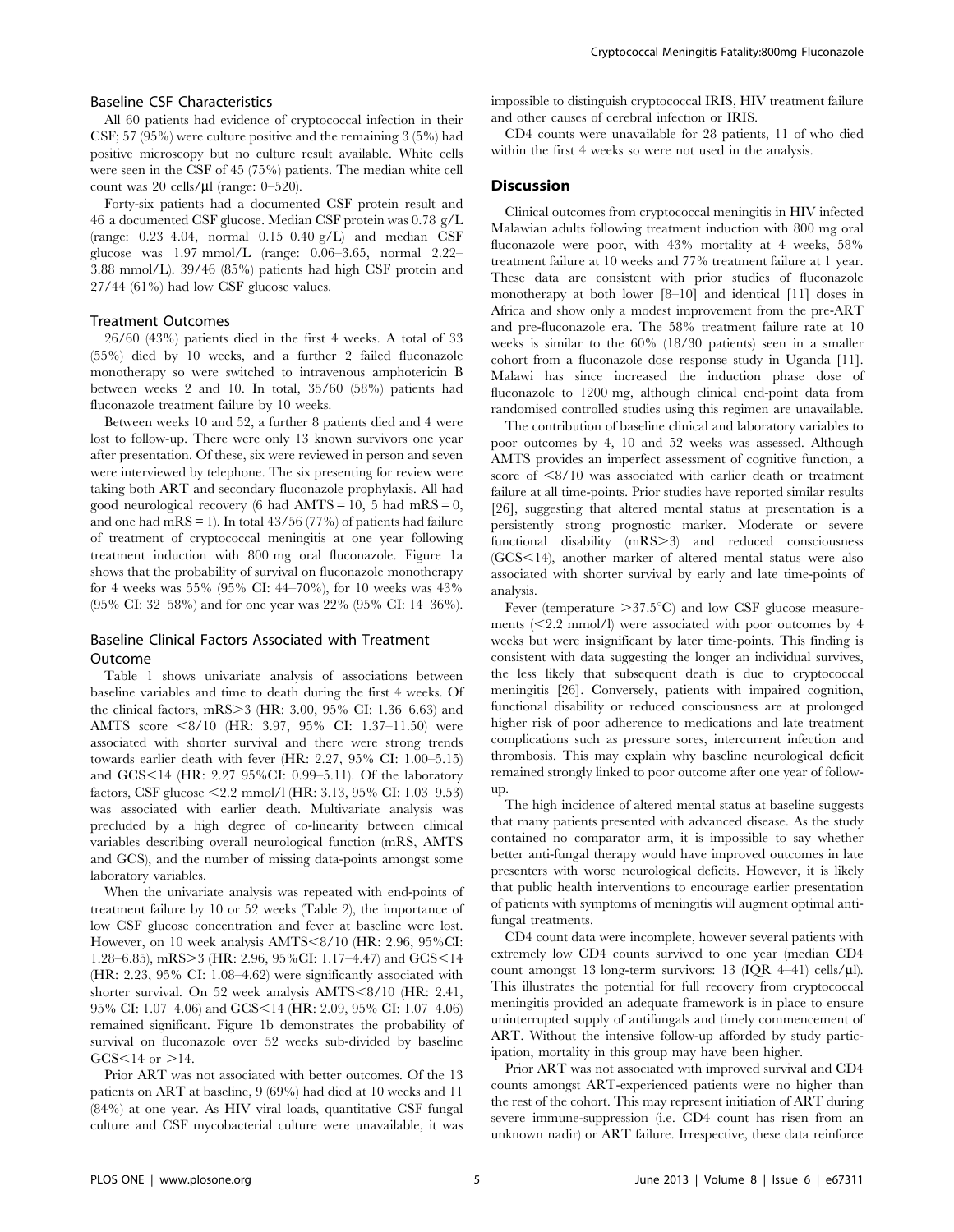### Baseline CSF Characteristics

All 60 patients had evidence of cryptococcal infection in their CSF; 57 (95%) were culture positive and the remaining 3 (5%) had positive microscopy but no culture result available. White cells were seen in the CSF of 45 (75%) patients. The median white cell count was 20 cells/µl (range: 0–520).

Forty-six patients had a documented CSF protein result and 46 a documented CSF glucose. Median CSF protein was 0.78 g/L (range: 0.23–4.04, normal 0.15–0.40 g/L) and median CSF glucose was 1.97 mmol/L (range: 0.06–3.65, normal 2.22–3.88 mmol/L). 39/46 (85%) patients had high CSF protein and 27/44 (61%) had low CSF glucose values.

### Treatment Outcomes

26/60 (43%) patients died in the first 4 weeks. A total of 33 (55%) died by 10 weeks, and a further 2 failed fluconazole monotherapy so were switched to intravenous amphotericin B between weeks 2 and 10. In total, 35/60 (58%) patients had fluconazole treatment failure by 10 weeks.

Between weeks 10 and 52, a further 8 patients died and 4 were lost to follow-up. There were only 13 known survivors one year after presentation. Of these, six were reviewed in person and seven were interviewed by telephone. The six presenting for review were taking both ART and secondary fluconazole prophylaxis. All had good neurological recovery (6 had AMTS = 10, 5 had mRS = 0, and one had mRS = 1). In total 43/56 (77%) of patients had failure of treatment of cryptococcal meningitis at one year following treatment induction with 800 mg oral fluconazole. Figure 1a shows that the probability of survival on fluconazole monotherapy for 4 weeks was 55% (95% CI: 44–70%), for 10 weeks was 43% (95% CI: 32–58%) and for one year was 22% (95% CI: 14–36%).

### Baseline Clinical Factors Associated with Treatment Outcome

Table 1 shows univariate analysis of associations between baseline variables and time to death during the first 4 weeks. Of the clinical factors, mRS>3 (HR: 3.00, 95% CI: 1.36–6.63) and AMTS score <8/10 (HR: 3.97, 95% CI: 1.37–11.50) were associated with shorter survival and there were strong trends towards earlier death with fever (HR: 2.27, 95% CI: 1.00–5.15) and GCS<14 (HR: 2.27 95%CI: 0.99–5.11). Of the laboratory factors, CSF glucose <2.2 mmol/l (HR: 3.13, 95% CI: 1.03–9.53) was associated with earlier death. Multivariate analysis was precluded by a high degree of co-linearity between clinical variables describing overall neurological function (mRS, AMTS and GCS), and the number of missing data-points amongst some laboratory variables.

When the univariate analysis was repeated with end-points of treatment failure by 10 or 52 weeks (Table 2), the importance of low CSF glucose concentration and fever at baseline were lost. However, on 10 week analysis AMTS<8/10 (HR: 2.96, 95%CI: 1.28–6.85), mRS>3 (HR: 2.96, 95%CI: 1.17–4.47) and GCS<14 (HR: 2.23, 95% CI: 1.08–4.62) were significantly associated with shorter survival. On 52 week analysis AMTS<8/10 (HR: 2.41, 95% CI: 1.07–4.06) and GCS<14 (HR: 2.09, 95% CI: 1.07–4.06) remained significant. Figure 1b demonstrates the probability of survival on fluconazole over 52 weeks sub-divided by baseline GCS<14 or >14.

Prior ART was not associated with better outcomes. Of the 13 patients on ART at baseline, 9 (69%) had died at 10 weeks and 11 (84%) at one year. As HIV viral loads, quantitative CSF fungal culture and CSF mycobacterial culture were unavailable, it was impossible to distinguish cryptococcal IRIS, HIV treatment failure and other causes of cerebral infection or IRIS.

CD4 counts were unavailable for 28 patients, 11 of who died within the first 4 weeks so were not used in the analysis.

## Discussion

Clinical outcomes from cryptococcal meningitis in HIV infected Malawian adults following treatment induction with 800 mg oral fluconazole were poor, with 43% mortality at 4 weeks, 58% treatment failure at 10 weeks and 77% treatment failure at 1 year. These data are consistent with prior studies of fluconazole monotherapy at both lower [8–10] and identical [11] doses in Africa and show only a modest improvement from the pre-ART and pre-fluconazole era. The 58% treatment failure rate at 10 weeks is similar to the 60% (18/30 patients) seen in a smaller cohort from a fluconazole dose response study in Uganda [11]. Malawi has since increased the induction phase dose of fluconazole to 1200 mg, although clinical end-point data from randomised controlled studies using this regimen are unavailable.

The contribution of baseline clinical and laboratory variables to poor outcomes by 4, 10 and 52 weeks was assessed. Although AMTS provides an imperfect assessment of cognitive function, a score of <8/10 was associated with earlier death or treatment failure at all time-points. Prior studies have reported similar results [26], suggesting that altered mental status at presentation is a persistently strong prognostic marker. Moderate or severe functional disability (mRS>3) and reduced consciousness (GCS<14), another marker of altered mental status were also associated with shorter survival by early and late time-points of analysis.

Fever (temperature >37.5°C) and low CSF glucose measurements (<2.2 mmol/l) were associated with poor outcomes by 4 weeks but were insignificant by later time-points. This finding is consistent with data suggesting the longer an individual survives, the less likely that subsequent death is due to cryptococcal meningitis [26]. Conversely, patients with impaired cognition, functional disability or reduced consciousness are at prolonged higher risk of poor adherence to medications and late treatment complications such as pressure sores, intercurrent infection and thrombosis. This may explain why baseline neurological deficit remained strongly linked to poor outcome after one year of follow-up.

The high incidence of altered mental status at baseline suggests that many patients presented with advanced disease. As the study contained no comparator arm, it is impossible to say whether better anti-fungal therapy would have improved outcomes in late presenters with worse neurological deficits. However, it is likely that public health interventions to encourage earlier presentation of patients with symptoms of meningitis will augment optimal anti-fungal treatments.

CD4 count data were incomplete, however several patients with extremely low CD4 counts survived to one year (median CD4 count amongst 13 long-term survivors: 13 (IQR 4–41) cells/µl). This illustrates the potential for full recovery from cryptococcal meningitis provided an adequate framework is in place to ensure uninterrupted supply of antifungals and timely commencement of ART. Without the intensive follow-up afforded by study participation, mortality in this group may have been higher.

Prior ART was not associated with improved survival and CD4 counts amongst ART-experienced patients were no higher than the rest of the cohort. This may represent initiation of ART during severe immune-suppression (i.e. CD4 count has risen from an unknown nadir) or ART failure. Irrespective, these data reinforce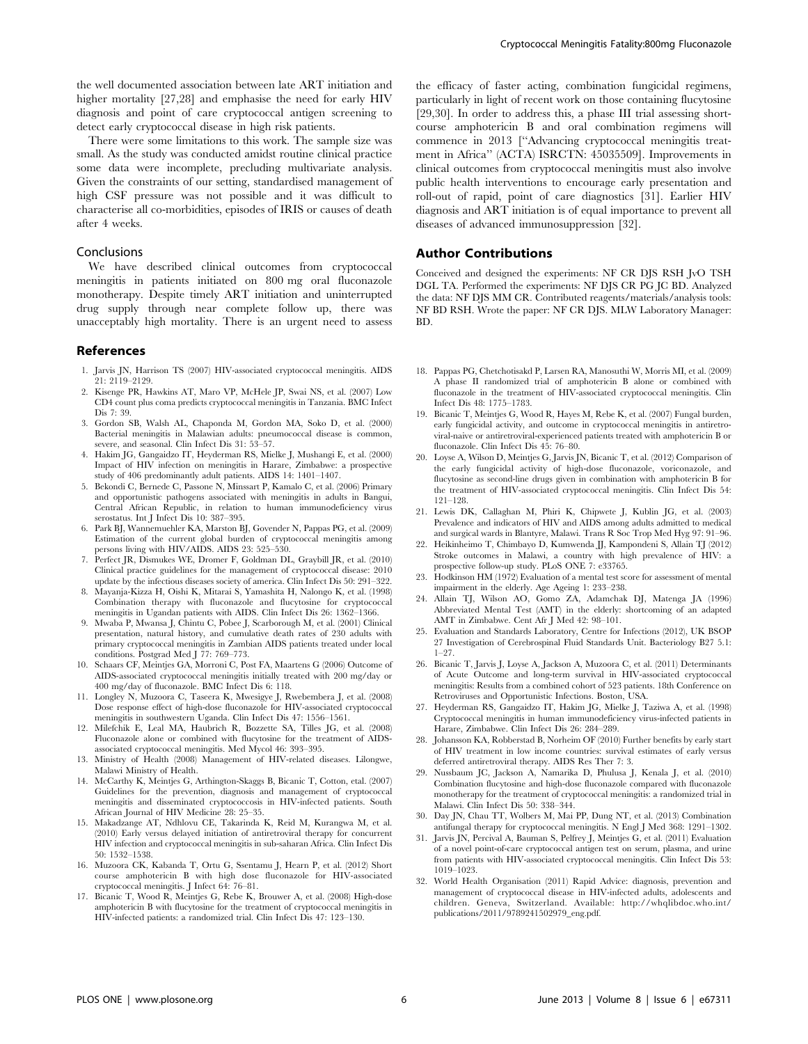the well documented association between late ART initiation and higher mortality [27,28] and emphasise the need for early HIV diagnosis and point of care cryptococcal antigen screening to detect early cryptococcal disease in high risk patients.

There were some limitations to this work. The sample size was small. As the study was conducted amidst routine clinical practice some data were incomplete, precluding multivariate analysis. Given the constraints of our setting, standardised management of high CSF pressure was not possible and it was difficult to characterise all co-morbidities, episodes of IRIS or causes of death after 4 weeks.

## Conclusions

We have described clinical outcomes from cryptococcal meningitis in patients initiated on 800 mg oral fluconazole monotherapy. Despite timely ART initiation and uninterrupted drug supply through near complete follow up, there was unacceptably high mortality. There is an urgent need to assess the efficacy of faster acting, combination fungicidal regimens, particularly in light of recent work on those containing flucytosine [29,30]. In order to address this, a phase III trial assessing short-course amphotericin B and oral combination regimens will commence in 2013 [''Advancing cryptococcal meningitis treatment in Africa'' (ACTA) ISRCTN: 45035509]. Improvements in clinical outcomes from cryptococcal meningitis must also involve public health interventions to encourage early presentation and roll-out of rapid, point of care diagnostics [31]. Earlier HIV diagnosis and ART initiation is of equal importance to prevent all diseases of advanced immunosuppression [32].

## Author Contributions

Conceived and designed the experiments: NF CR DJS RSH JvO TSH DGL TA. Performed the experiments: NF DJS CR PG JC BD. Analyzed the data: NF DJS MM CR. Contributed reagents/materials/analysis tools: NF BD RSH. Wrote the paper: NF CR DJS. MLW Laboratory Manager: BD.

## References

1. Jarvis JN, Harrison TS (2007) HIV-associated cryptococcal meningitis. AIDS 21: 2119–2129.
2. Kisenge PR, Hawkins AT, Maro VP, McHele JP, Swai NS, et al. (2007) Low CD4 count plus coma predicts cryptococcal meningitis in Tanzania. BMC Infect Dis 7: 39.
3. Gordon SB, Walsh AL, Chaponda M, Gordon MA, Soko D, et al. (2000) Bacterial meningitis in Malawian adults: pneumococcal disease is common, severe, and seasonal. Clin Infect Dis 31: 53–57.
4. Hakim JG, Gangaidzo IT, Heyderman RS, Mielke J, Mushangi E, et al. (2000) Impact of HIV infection on meningitis in Harare, Zimbabwe: a prospective study of 406 predominantly adult patients. AIDS 14: 1401–1407.
5. Bekondi C, Bernede C, Passone N, Minssart P, Kamalo C, et al. (2006) Primary and opportunistic pathogens associated with meningitis in adults in Bangui, Central African Republic, in relation to human immunodeficiency virus serostatus. Int J Infect Dis 10: 387–395.
6. Park BJ, Wannemuehler KA, Marston BJ, Govender N, Pappas PG, et al. (2009) Estimation of the current global burden of cryptococcal meningitis among persons living with HIV/AIDS. AIDS 23: 525–530.
7. Perfect JR, Dismukes WE, Dromer F, Goldman DL, Graybill JR, et al. (2010) Clinical practice guidelines for the management of cryptococcal disease: 2010 update by the infectious diseases society of america. Clin Infect Dis 50: 291–322.
8. Mayanja-Kizza H, Oishi K, Mitarai S, Yamashita H, Nalongo K, et al. (1998) Combination therapy with fluconazole and flucytosine for cryptococcal meningitis in Ugandan patients with AIDS. Clin Infect Dis 26: 1362–1366.
9. Mwaba P, Mwansa J, Chintu C, Pobee J, Scarborough M, et al. (2001) Clinical presentation, natural history, and cumulative death rates of 230 adults with primary cryptococcal meningitis in Zambian AIDS patients treated under local conditions. Postgrad Med J 77: 769–773.
10. Schaars CF, Meintjes GA, Morroni C, Post FA, Maartens G (2006) Outcome of AIDS-associated cryptococcal meningitis initially treated with 200 mg/day or 400 mg/day of fluconazole. BMC Infect Dis 6: 118.
11. Longley N, Muzoora C, Taseera K, Mwesigye J, Rwebembera J, et al. (2008) Dose response effect of high-dose fluconazole for HIV-associated cryptococcal meningitis in southwestern Uganda. Clin Infect Dis 47: 1556–1561.
12. Milefchik E, Leal MA, Haubrich R, Bozzette SA, Tilles JG, et al. (2008) Fluconazole alone or combined with flucytosine for the treatment of AIDS-associated cryptococcal meningitis. Med Mycol 46: 393–395.
13. Ministry of Health (2008) Management of HIV-related diseases. Lilongwe, Malawi Ministry of Health.
14. McCarthy K, Meintjes G, Arthington-Skaggs B, Bicanic T, Cotton, etal. (2007) Guidelines for the prevention, diagnosis and management of cryptococcal meningitis and disseminated cryptococcosis in HIV-infected patients. South African Journal of HIV Medicine 28: 25–35.
15. Makadzange AT, Ndhlovu CE, Takarinda K, Reid M, Kurangwa M, et al. (2010) Early versus delayed initiation of antiretroviral therapy for concurrent HIV infection and cryptococcal meningitis in sub-saharan Africa. Clin Infect Dis 50: 1532–1538.
16. Muzoora CK, Kabanda T, Ortu G, Ssentamu J, Hearn P, et al. (2012) Short course amphotericin B with high dose fluconazole for HIV-associated cryptococcal meningitis. J Infect 64: 76–81.
17. Bicanic T, Wood R, Meintjes G, Rebe K, Brouwer A, et al. (2008) High-dose amphotericin B with flucytosine for the treatment of cryptococcal meningitis in HIV-infected patients: a randomized trial. Clin Infect Dis 47: 123–130.
18. Pappas PG, Chetchotisakd P, Larsen RA, Manosuthi W, Morris MI, et al. (2009) A phase II randomized trial of amphotericin B alone or combined with fluconazole in the treatment of HIV-associated cryptococcal meningitis. Clin Infect Dis 48: 1775–1783.
19. Bicanic T, Meintjes G, Wood R, Hayes M, Rebe K, et al. (2007) Fungal burden, early fungicidal activity, and outcome in cryptococcal meningitis in antiretroviral-naive or antiretroviral-experienced patients treated with amphotericin B or fluconazole. Clin Infect Dis 45: 76–80.
20. Loyse A, Wilson D, Meintjes G, Jarvis JN, Bicanic T, et al. (2012) Comparison of the early fungicidal activity of high-dose fluconazole, voriconazole, and flucytosine as second-line drugs given in combination with amphotericin B for the treatment of HIV-associated cryptococcal meningitis. Clin Infect Dis 54: 121–128.
21. Lewis DK, Callaghan M, Phiri K, Chipwete J, Kublin JG, et al. (2003) Prevalence and indicators of HIV and AIDS among adults admitted to medical and surgical wards in Blantyre, Malawi. Trans R Soc Trop Med Hyg 97: 91–96.
22. Heikinheimo T, Chimbayo D, Kumwenda JJ, Kampondeni S, Allain TJ (2012) Stroke outcomes in Malawi, a country with high prevalence of HIV: a prospective follow-up study. PLoS ONE 7: e33765.
23. Hodkinson HM (1972) Evaluation of a mental test score for assessment of mental impairment in the elderly. Age Ageing 1: 233–238.
24. Allain TJ, Wilson AO, Gomo ZA, Adamchak DJ, Matenga JA (1996) Abbreviated Mental Test (AMT) in the elderly: shortcoming of an adapted AMT in Zimbabwe. Cent Afr J Med 42: 98–101.
25. Evaluation and Standards Laboratory, Centre for Infections (2012), UK BSOP 27 Investigation of Cerebrospinal Fluid Standards Unit. Bacteriology B27 5.1: 1–27.
26. Bicanic T, Jarvis J, Loyse A, Jackson A, Muzoora C, et al. (2011) Determinants of Acute Outcome and long-term survival in HIV-associated cryptococcal meningitis: Results from a combined cohort of 523 patients. 18th Conference on Retroviruses and Opportunistic Infections. Boston, USA.
27. Heyderman RS, Gangaidzo IT, Hakim JG, Mielke J, Taziwa A, et al. (1998) Cryptococcal meningitis in human immunodeficiency virus-infected patients in Harare, Zimbabwe. Clin Infect Dis 26: 284–289.
28. Johansson KA, Robberstad B, Norheim OF (2010) Further benefits by early start of HIV treatment in low income countries: survival estimates of early versus deferred antiretroviral therapy. AIDS Res Ther 7: 3.
29. Nussbaum JC, Jackson A, Namarika D, Phulusa J, Kenala J, et al. (2010) Combination flucytosine and high-dose fluconazole compared with fluconazole monotherapy for the treatment of cryptococcal meningitis: a randomized trial in Malawi. Clin Infect Dis 50: 338–344.
30. Day JN, Chau TT, Wolbers M, Mai PP, Dung NT, et al. (2013) Combination antifungal therapy for cryptococcal meningitis. N Engl J Med 368: 1291–1302.
31. Jarvis JN, Percival A, Bauman S, Pelfrey J, Meintjes G, et al. (2011) Evaluation of a novel point-of-care cryptococcal antigen test on serum, plasma, and urine from patients with HIV-associated cryptococcal meningitis. Clin Infect Dis 53: 1019–1023.
32. World Health Organisation (2011) Rapid Advice: diagnosis, prevention and management of cryptococcal disease in HIV-infected adults, adolescents and children. Geneva, Switzerland. Available: http://whqlibdoc.who.int/publications/2011/9789241502979_eng.pdf.